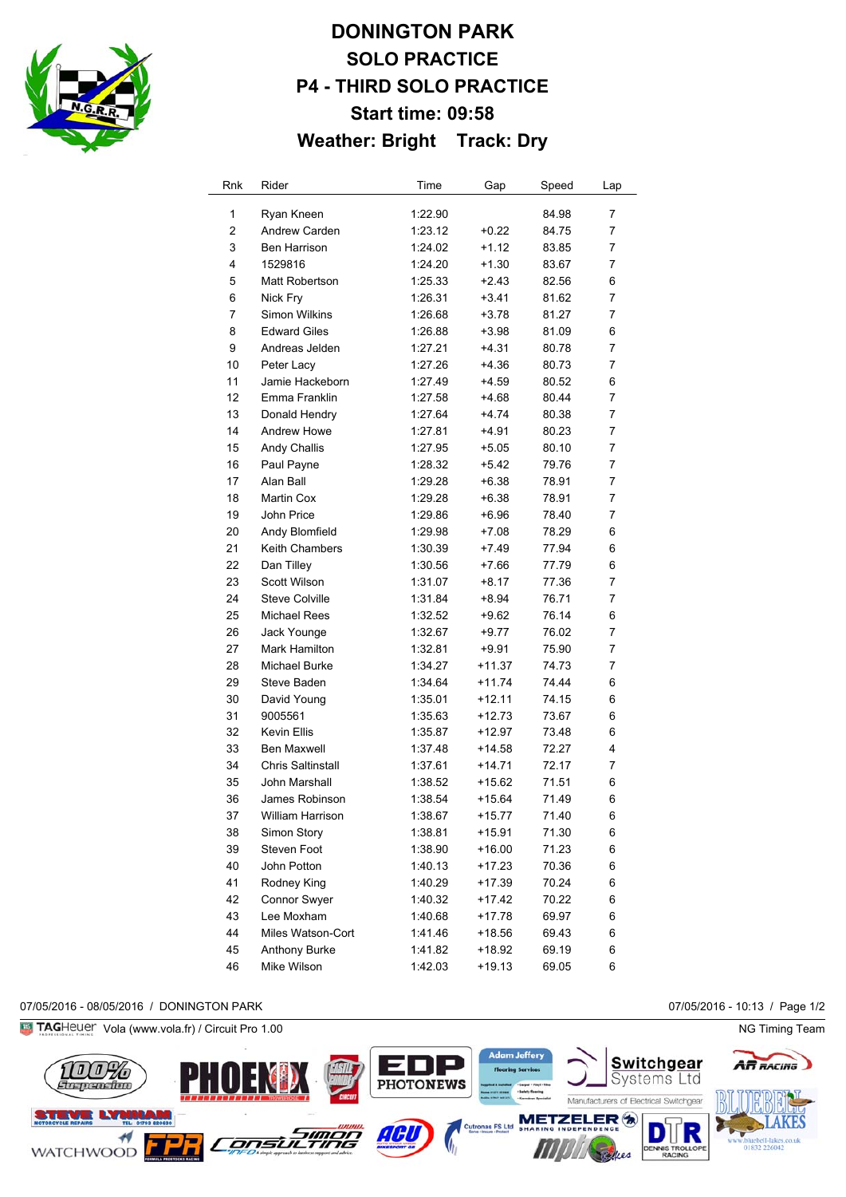# DONINGTON PARK
## SOLO PRACTICE
## P4 - THIRD SOLO PRACTICE
## Start time: 09:58
## Weather: Bright Track: Dry

| Rnk | Rider | Time | Gap | Speed | Lap |
|---|---|---|---|---|---|
| 1 | Ryan Kneen | 1:22.90 | | 84.98 | 7 |
| 2 | Andrew Carden | 1:23.12 | +0.22 | 84.75 | 7 |
| 3 | Ben Harrison | 1:24.02 | +1.12 | 83.85 | 7 |
| 4 | 1529816 | 1:24.20 | +1.30 | 83.67 | 7 |
| 5 | Matt Robertson | 1:25.33 | +2.43 | 82.56 | 6 |
| 6 | Nick Fry | 1:26.31 | +3.41 | 81.62 | 7 |
| 7 | Simon Wilkins | 1:26.68 | +3.78 | 81.27 | 7 |
| 8 | Edward Giles | 1:26.88 | +3.98 | 81.09 | 6 |
| 9 | Andreas Jelden | 1:27.21 | +4.31 | 80.78 | 7 |
| 10 | Peter Lacy | 1:27.26 | +4.36 | 80.73 | 7 |
| 11 | Jamie Hackeborn | 1:27.49 | +4.59 | 80.52 | 6 |
| 12 | Emma Franklin | 1:27.58 | +4.68 | 80.44 | 7 |
| 13 | Donald Hendry | 1:27.64 | +4.74 | 80.38 | 7 |
| 14 | Andrew Howe | 1:27.81 | +4.91 | 80.23 | 7 |
| 15 | Andy Challis | 1:27.95 | +5.05 | 80.10 | 7 |
| 16 | Paul Payne | 1:28.32 | +5.42 | 79.76 | 7 |
| 17 | Alan Ball | 1:29.28 | +6.38 | 78.91 | 7 |
| 18 | Martin Cox | 1:29.28 | +6.38 | 78.91 | 7 |
| 19 | John Price | 1:29.86 | +6.96 | 78.40 | 7 |
| 20 | Andy Blomfield | 1:29.98 | +7.08 | 78.29 | 6 |
| 21 | Keith Chambers | 1:30.39 | +7.49 | 77.94 | 6 |
| 22 | Dan Tilley | 1:30.56 | +7.66 | 77.79 | 6 |
| 23 | Scott Wilson | 1:31.07 | +8.17 | 77.36 | 7 |
| 24 | Steve Colville | 1:31.84 | +8.94 | 76.71 | 7 |
| 25 | Michael Rees | 1:32.52 | +9.62 | 76.14 | 6 |
| 26 | Jack Younge | 1:32.67 | +9.77 | 76.02 | 7 |
| 27 | Mark Hamilton | 1:32.81 | +9.91 | 75.90 | 7 |
| 28 | Michael Burke | 1:34.27 | +11.37 | 74.73 | 7 |
| 29 | Steve Baden | 1:34.64 | +11.74 | 74.44 | 6 |
| 30 | David Young | 1:35.01 | +12.11 | 74.15 | 6 |
| 31 | 9005561 | 1:35.63 | +12.73 | 73.67 | 6 |
| 32 | Kevin Ellis | 1:35.87 | +12.97 | 73.48 | 6 |
| 33 | Ben Maxwell | 1:37.48 | +14.58 | 72.27 | 4 |
| 34 | Chris Saltinstall | 1:37.61 | +14.71 | 72.17 | 7 |
| 35 | John Marshall | 1:38.52 | +15.62 | 71.51 | 6 |
| 36 | James Robinson | 1:38.54 | +15.64 | 71.49 | 6 |
| 37 | William Harrison | 1:38.67 | +15.77 | 71.40 | 6 |
| 38 | Simon Story | 1:38.81 | +15.91 | 71.30 | 6 |
| 39 | Steven Foot | 1:38.90 | +16.00 | 71.23 | 6 |
| 40 | John Potton | 1:40.13 | +17.23 | 70.36 | 6 |
| 41 | Rodney King | 1:40.29 | +17.39 | 70.24 | 6 |
| 42 | Connor Swyer | 1:40.32 | +17.42 | 70.22 | 6 |
| 43 | Lee Moxham | 1:40.68 | +17.78 | 69.97 | 6 |
| 44 | Miles Watson-Cort | 1:41.46 | +18.56 | 69.43 | 6 |
| 45 | Anthony Burke | 1:41.82 | +18.92 | 69.19 | 6 |
| 46 | Mike Wilson | 1:42.03 | +19.13 | 69.05 | 6 |

07/05/2016 - 08/05/2016 / DONINGTON PARK

07/05/2016 - 10:13

TAGHeuer Vola (www.vola.fr) / Circuit Pro 1.00

NG Timing Team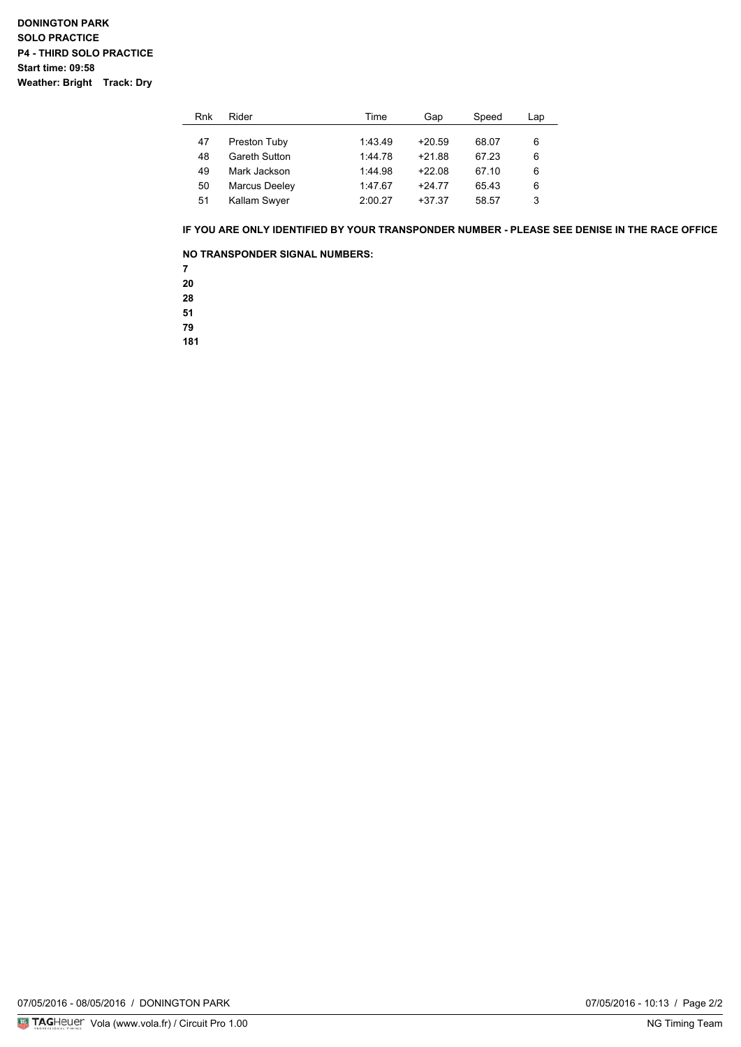**DONINGTON PARK**
**SOLO PRACTICE**
**P4 - THIRD SOLO PRACTICE**
**Start time: 09:58**
**Weather: Bright Track: Dry**

| Rnk | Rider | Time | Gap | Speed | Lap |
|---|---|---|---|---|---|
| 47 | Preston Tuby | 1:43.49 | +20.59 | 68.07 | 6 |
| 48 | Gareth Sutton | 1:44.78 | +21.88 | 67.23 | 6 |
| 49 | Mark Jackson | 1:44.98 | +22.08 | 67.10 | 6 |
| 50 | Marcus Deeley | 1:47.67 | +24.77 | 65.43 | 6 |
| 51 | Kallam Swyer | 2:00.27 | +37.37 | 58.57 | 3 |

**IF YOU ARE ONLY IDENTIFIED BY YOUR TRANSPONDER NUMBER - PLEASE SEE DENISE IN THE RACE OFFICE**

**NO TRANSPONDER SIGNAL NUMBERS:**

**7**
**20**
**28**
**51**
**79**
**181**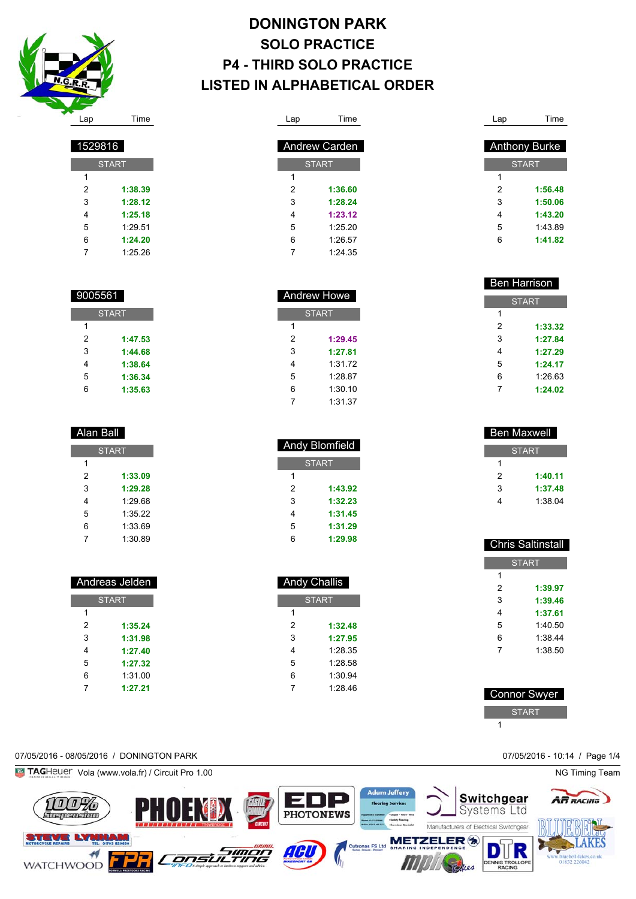# DONINGTON PARK
## SOLO PRACTICE
## P4 - THIRD SOLO PRACTICE
## LISTED IN ALPHABETICAL ORDER

### 1529816

| Lap | Time |
|---|---|
| START | |
| 1 | |
| 2 | **1:38.39** |
| 3 | **1:28.12** |
| 4 | **1:25.18** |
| 5 | 1:29.51 |
| 6 | **1:24.20** |
| 7 | 1:25.26 |

### 9005561

| Lap | Time |
|---|---|
| START | |
| 1 | |
| 2 | **1:47.53** |
| 3 | **1:44.68** |
| 4 | **1:38.64** |
| 5 | **1:36.34** |
| 6 | **1:35.63** |

### Alan Ball

| Lap | Time |
|---|---|
| START | |
| 1 | |
| 2 | **1:33.09** |
| 3 | **1:29.28** |
| 4 | 1:29.68 |
| 5 | 1:35.22 |
| 6 | 1:33.69 |
| 7 | 1:30.89 |

### Andreas Jelden

| Lap | Time |
|---|---|
| START | |
| 1 | |
| 2 | **1:35.24** |
| 3 | **1:31.98** |
| 4 | **1:27.40** |
| 5 | **1:27.32** |
| 6 | 1:31.00 |
| 7 | **1:27.21** |

### Andrew Carden

| Lap | Time |
|---|---|
| START | |
| 1 | |
| 2 | **1:36.60** |
| 3 | **1:28.24** |
| 4 | **1:23.12** |
| 5 | 1:25.20 |
| 6 | 1:26.57 |
| 7 | 1:24.35 |

### Andrew Howe

| Lap | Time |
|---|---|
| START | |
| 1 | |
| 2 | **1:29.45** |
| 3 | **1:27.81** |
| 4 | 1:31.72 |
| 5 | 1:28.87 |
| 6 | 1:30.10 |
| 7 | 1:31.37 |

### Andy Blomfield

| Lap | Time |
|---|---|
| START | |
| 1 | |
| 2 | **1:43.92** |
| 3 | **1:32.23** |
| 4 | **1:31.45** |
| 5 | **1:31.29** |
| 6 | **1:29.98** |

### Andy Challis

| Lap | Time |
|---|---|
| START | |
| 1 | |
| 2 | **1:32.48** |
| 3 | **1:27.95** |
| 4 | 1:28.35 |
| 5 | 1:28.58 |
| 6 | 1:30.94 |
| 7 | 1:28.46 |

### Anthony Burke

| Lap | Time |
|---|---|
| START | |
| 1 | |
| 2 | **1:56.48** |
| 3 | **1:50.06** |
| 4 | **1:43.20** |
| 5 | 1:43.89 |
| 6 | **1:41.82** |

### Ben Harrison

| Lap | Time |
|---|---|
| START | |
| 1 | |
| 2 | **1:33.32** |
| 3 | **1:27.84** |
| 4 | **1:27.29** |
| 5 | **1:24.17** |
| 6 | 1:26.63 |
| 7 | **1:24.02** |

### Ben Maxwell

| Lap | Time |
|---|---|
| START | |
| 1 | |
| 2 | **1:40.11** |
| 3 | **1:37.48** |
| 4 | 1:38.04 |

### Chris Saltinstall

| Lap | Time |
|---|---|
| START | |
| 1 | |
| 2 | **1:39.97** |
| 3 | **1:39.46** |
| 4 | **1:37.61** |
| 5 | 1:40.50 |
| 6 | 1:38.44 |
| 7 | 1:38.50 |

### Connor Swyer

| Lap | Time |
|---|---|
| START | |
| 1 | |

07/05/2016 - 08/05/2016 / DONINGTON PARK

07/05/2016 - 10:14

TAGHeuer Vola (www.vola.fr) / Circuit Pro 1.00

NG Timing Team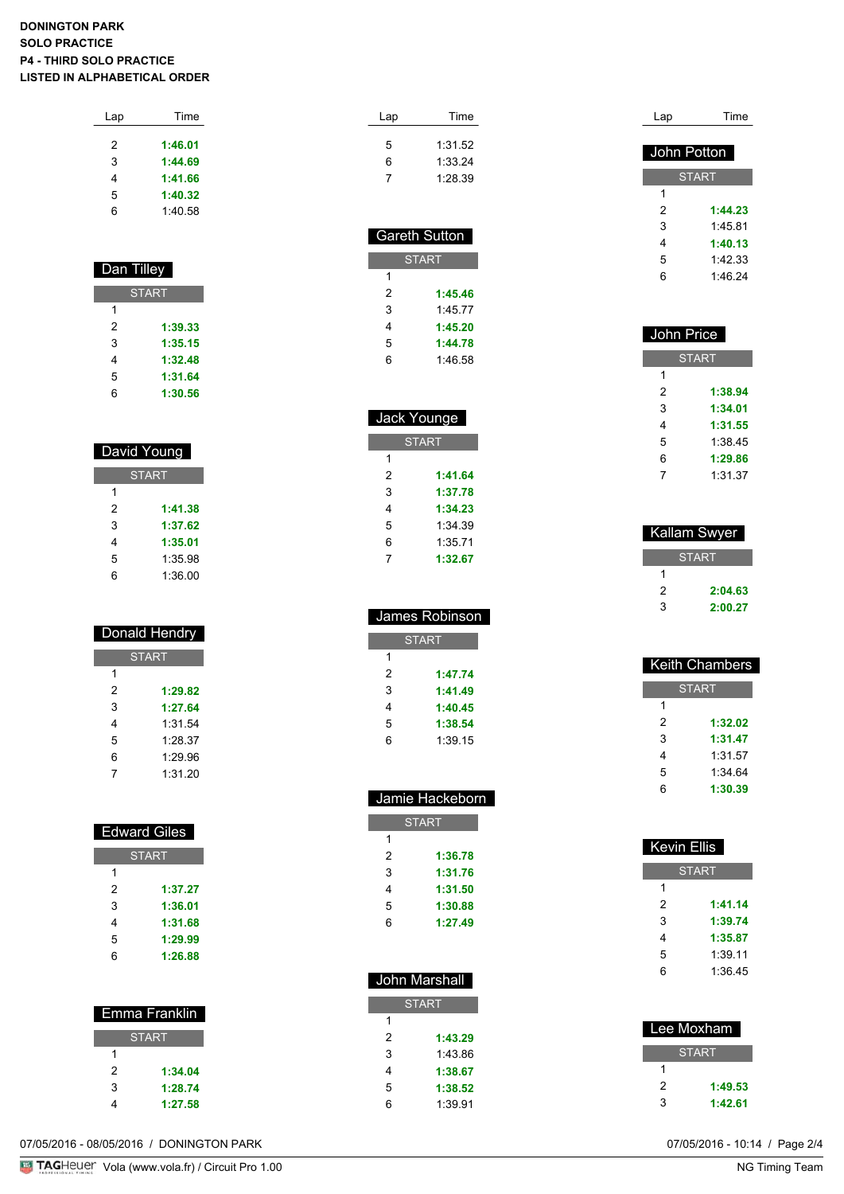**DONINGTON PARK**
**SOLO PRACTICE**
**P4 - THIRD SOLO PRACTICE**
**LISTED IN ALPHABETICAL ORDER**

| Lap | Time |
|---|---|
| 2 | **1:46.01** |
| 3 | **1:44.69** |
| 4 | **1:41.66** |
| 5 | **1:40.32** |
| 6 | 1:40.58 |

### Dan Tilley

| Lap | Time |
|---|---|
| START | |
| 1 | |
| 2 | **1:39.33** |
| 3 | **1:35.15** |
| 4 | **1:32.48** |
| 5 | **1:31.64** |
| 6 | **1:30.56** |

### David Young

| Lap | Time |
|---|---|
| START | |
| 1 | |
| 2 | **1:41.38** |
| 3 | **1:37.62** |
| 4 | **1:35.01** |
| 5 | 1:35.98 |
| 6 | 1:36.00 |

### Donald Hendry

| Lap | Time |
|---|---|
| START | |
| 1 | |
| 2 | **1:29.82** |
| 3 | **1:27.64** |
| 4 | 1:31.54 |
| 5 | 1:28.37 |
| 6 | 1:29.96 |
| 7 | 1:31.20 |

### Edward Giles

| Lap | Time |
|---|---|
| START | |
| 1 | |
| 2 | **1:37.27** |
| 3 | **1:36.01** |
| 4 | **1:31.68** |
| 5 | **1:29.99** |
| 6 | **1:26.88** |

### Emma Franklin

| Lap | Time |
|---|---|
| START | |
| 1 | |
| 2 | **1:34.04** |
| 3 | **1:28.74** |
| 4 | **1:27.58** |

| Lap | Time |
|---|---|
| 5 | 1:31.52 |
| 6 | 1:33.24 |
| 7 | 1:28.39 |

### Gareth Sutton

| Lap | Time |
|---|---|
| START | |
| 1 | |
| 2 | **1:45.46** |
| 3 | 1:45.77 |
| 4 | **1:45.20** |
| 5 | **1:44.78** |
| 6 | 1:46.58 |

### Jack Younge

| Lap | Time |
|---|---|
| START | |
| 1 | |
| 2 | **1:41.64** |
| 3 | **1:37.78** |
| 4 | **1:34.23** |
| 5 | 1:34.39 |
| 6 | 1:35.71 |
| 7 | **1:32.67** |

### James Robinson

| Lap | Time |
|---|---|
| START | |
| 1 | |
| 2 | **1:47.74** |
| 3 | **1:41.49** |
| 4 | **1:40.45** |
| 5 | **1:38.54** |
| 6 | 1:39.15 |

### Jamie Hackeborn

| Lap | Time |
|---|---|
| START | |
| 1 | |
| 2 | **1:36.78** |
| 3 | **1:31.76** |
| 4 | **1:31.50** |
| 5 | **1:30.88** |
| 6 | **1:27.49** |

### John Marshall

| Lap | Time |
|---|---|
| START | |
| 1 | |
| 2 | **1:43.29** |
| 3 | 1:43.86 |
| 4 | **1:38.67** |
| 5 | **1:38.52** |
| 6 | 1:39.91 |

### John Potton

| Lap | Time |
|---|---|
| START | |
| 1 | |
| 2 | **1:44.23** |
| 3 | 1:45.81 |
| 4 | **1:40.13** |
| 5 | 1:42.33 |
| 6 | 1:46.24 |

### John Price

| Lap | Time |
|---|---|
| START | |
| 1 | |
| 2 | **1:38.94** |
| 3 | **1:34.01** |
| 4 | **1:31.55** |
| 5 | 1:38.45 |
| 6 | **1:29.86** |
| 7 | 1:31.37 |

### Kallam Swyer

| Lap | Time |
|---|---|
| START | |
| 1 | |
| 2 | **2:04.63** |
| 3 | **2:00.27** |

### Keith Chambers

| Lap | Time |
|---|---|
| START | |
| 1 | |
| 2 | **1:32.02** |
| 3 | **1:31.47** |
| 4 | 1:31.57 |
| 5 | 1:34.64 |
| 6 | **1:30.39** |

### Kevin Ellis

| Lap | Time |
|---|---|
| START | |
| 1 | |
| 2 | **1:41.14** |
| 3 | **1:39.74** |
| 4 | **1:35.87** |
| 5 | 1:39.11 |
| 6 | 1:36.45 |

### Lee Moxham

| Lap | Time |
|---|---|
| START | |
| 1 | |
| 2 | **1:49.53** |
| 3 | **1:42.61** |

07/05/2016 - 08/05/2016 / DONINGTON PARK

07/05/2016 - 10:14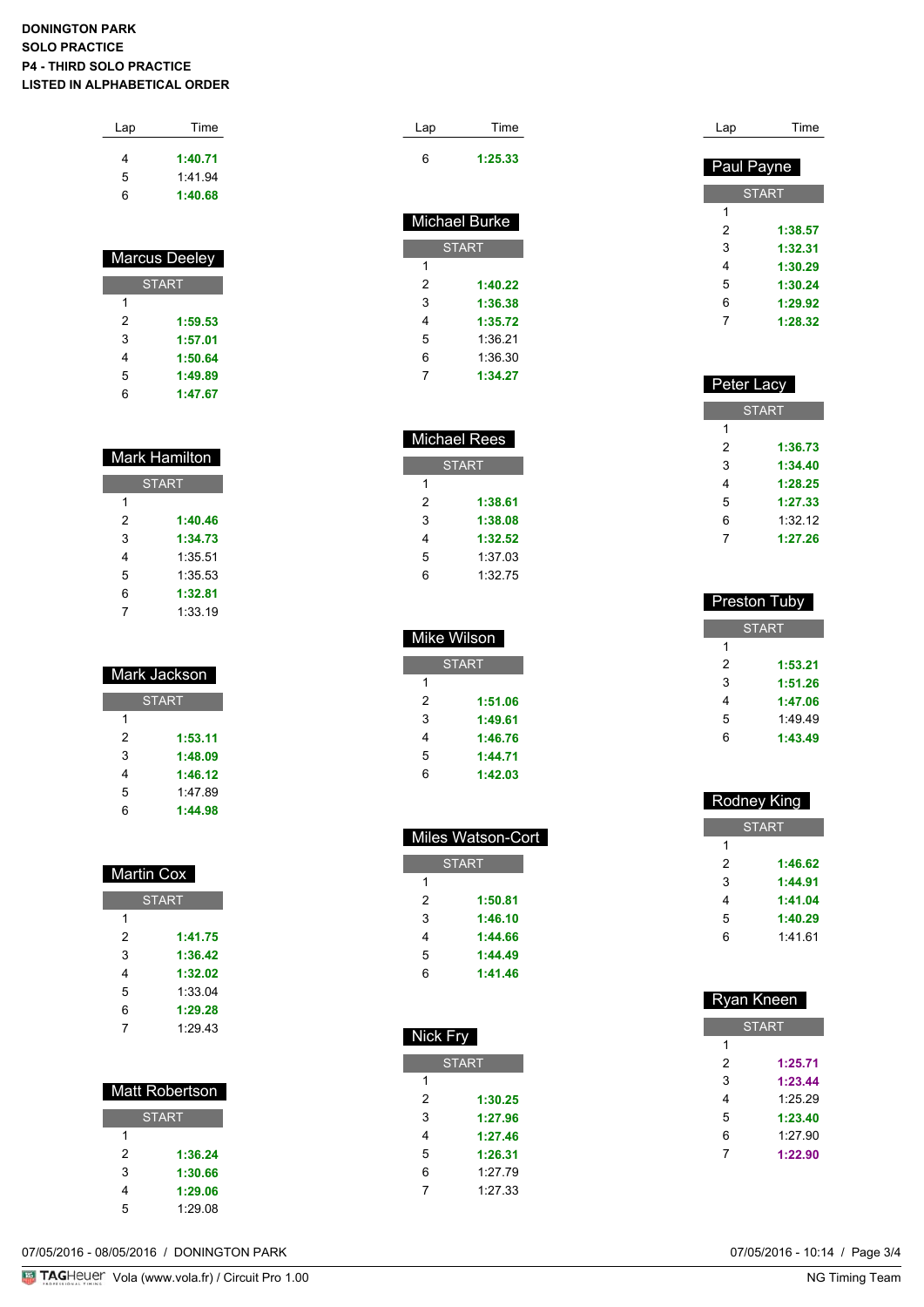**DONINGTON PARK**
**SOLO PRACTICE**
**P4 - THIRD SOLO PRACTICE**
**LISTED IN ALPHABETICAL ORDER**

| Lap | Time |
| --- | --- |
| 4 | **1:40.71** |
| 5 | 1:41.94 |
| 6 | **1:40.68** |

### Marcus Deeley

| Lap | Time |
| --- | --- |
| START | |
| 1 | |
| 2 | **1:59.53** |
| 3 | **1:57.01** |
| 4 | **1:50.64** |
| 5 | **1:49.89** |
| 6 | **1:47.67** |

### Mark Hamilton

| Lap | Time |
| --- | --- |
| START | |
| 1 | |
| 2 | **1:40.46** |
| 3 | **1:34.73** |
| 4 | 1:35.51 |
| 5 | 1:35.53 |
| 6 | **1:32.81** |
| 7 | 1:33.19 |

### Mark Jackson

| Lap | Time |
| --- | --- |
| START | |
| 1 | |
| 2 | **1:53.11** |
| 3 | **1:48.09** |
| 4 | **1:46.12** |
| 5 | 1:47.89 |
| 6 | **1:44.98** |

### Martin Cox

| Lap | Time |
| --- | --- |
| START | |
| 1 | |
| 2 | **1:41.75** |
| 3 | **1:36.42** |
| 4 | **1:32.02** |
| 5 | 1:33.04 |
| 6 | **1:29.28** |
| 7 | 1:29.43 |

### Matt Robertson

| Lap | Time |
| --- | --- |
| START | |
| 1 | |
| 2 | **1:36.24** |
| 3 | **1:30.66** |
| 4 | **1:29.06** |
| 5 | 1:29.08 |

| Lap | Time |
| --- | --- |
| 6 | **1:25.33** |

### Michael Burke

| Lap | Time |
| --- | --- |
| START | |
| 1 | |
| 2 | **1:40.22** |
| 3 | **1:36.38** |
| 4 | **1:35.72** |
| 5 | 1:36.21 |
| 6 | 1:36.30 |
| 7 | **1:34.27** |

### Michael Rees

| Lap | Time |
| --- | --- |
| START | |
| 1 | |
| 2 | **1:38.61** |
| 3 | **1:38.08** |
| 4 | **1:32.52** |
| 5 | 1:37.03 |
| 6 | 1:32.75 |

### Mike Wilson

| Lap | Time |
| --- | --- |
| START | |
| 1 | |
| 2 | **1:51.06** |
| 3 | **1:49.61** |
| 4 | **1:46.76** |
| 5 | **1:44.71** |
| 6 | **1:42.03** |

### Miles Watson-Cort

| Lap | Time |
| --- | --- |
| START | |
| 1 | |
| 2 | **1:50.81** |
| 3 | **1:46.10** |
| 4 | **1:44.66** |
| 5 | **1:44.49** |
| 6 | **1:41.46** |

### Nick Fry

| Lap | Time |
| --- | --- |
| START | |
| 1 | |
| 2 | **1:30.25** |
| 3 | **1:27.96** |
| 4 | **1:27.46** |
| 5 | **1:26.31** |
| 6 | 1:27.79 |
| 7 | 1:27.33 |

### Paul Payne

| Lap | Time |
| --- | --- |
| START | |
| 1 | |
| 2 | **1:38.57** |
| 3 | **1:32.31** |
| 4 | **1:30.29** |
| 5 | **1:30.24** |
| 6 | **1:29.92** |
| 7 | **1:28.32** |

### Peter Lacy

| Lap | Time |
| --- | --- |
| START | |
| 1 | |
| 2 | **1:36.73** |
| 3 | **1:34.40** |
| 4 | **1:28.25** |
| 5 | **1:27.33** |
| 6 | 1:32.12 |
| 7 | **1:27.26** |

### Preston Tuby

| Lap | Time |
| --- | --- |
| START | |
| 1 | |
| 2 | **1:53.21** |
| 3 | **1:51.26** |
| 4 | **1:47.06** |
| 5 | 1:49.49 |
| 6 | **1:43.49** |

### Rodney King

| Lap | Time |
| --- | --- |
| START | |
| 1 | |
| 2 | **1:46.62** |
| 3 | **1:44.91** |
| 4 | **1:41.04** |
| 5 | **1:40.29** |
| 6 | 1:41.61 |

### Ryan Kneen

| Lap | Time |
| --- | --- |
| START | |
| 1 | |
| 2 | **1:25.71** |
| 3 | **1:23.44** |
| 4 | 1:25.29 |
| 5 | **1:23.40** |
| 6 | 1:27.90 |
| 7 | **1:22.90** |

07/05/2016 - 08/05/2016 / DONINGTON PARK

07/05/2016 - 10:14

TAGHeuer Vola (www.vola.fr) / Circuit Pro 1.00

NG Timing Team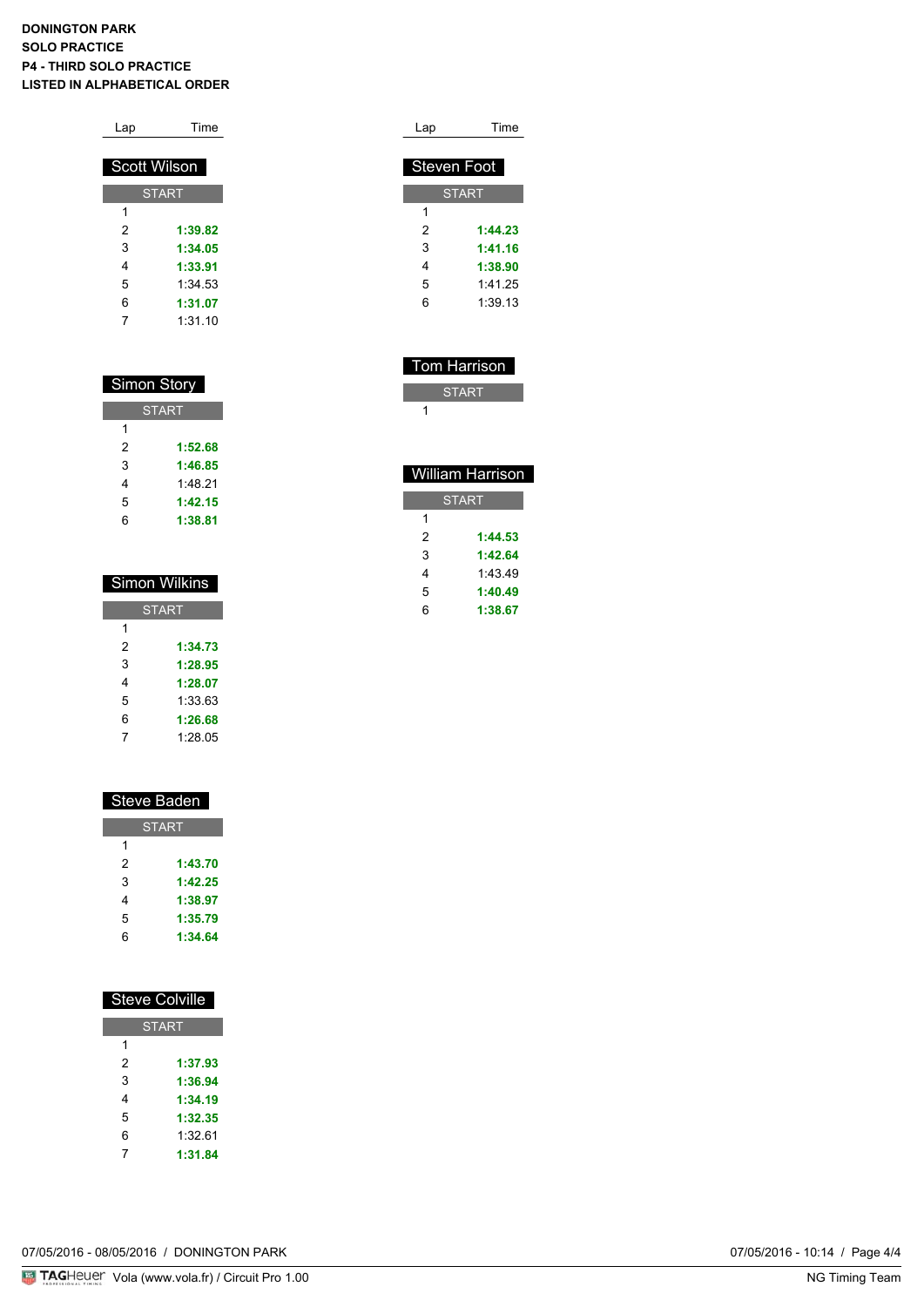**DONINGTON PARK**
**SOLO PRACTICE**
**P4 - THIRD SOLO PRACTICE**
**LISTED IN ALPHABETICAL ORDER**

### Scott Wilson

| Lap | Time |
|---|---|
| START | |
| 1 | |
| 2 | **1:39.82** |
| 3 | **1:34.05** |
| 4 | **1:33.91** |
| 5 | 1:34.53 |
| 6 | **1:31.07** |
| 7 | 1:31.10 |

### Simon Story

| Lap | Time |
|---|---|
| START | |
| 1 | |
| 2 | **1:52.68** |
| 3 | **1:46.85** |
| 4 | 1:48.21 |
| 5 | **1:42.15** |
| 6 | **1:38.81** |

### Simon Wilkins

| Lap | Time |
|---|---|
| START | |
| 1 | |
| 2 | **1:34.73** |
| 3 | **1:28.95** |
| 4 | **1:28.07** |
| 5 | 1:33.63 |
| 6 | **1:26.68** |
| 7 | 1:28.05 |

### Steve Baden

| Lap | Time |
|---|---|
| START | |
| 1 | |
| 2 | **1:43.70** |
| 3 | **1:42.25** |
| 4 | **1:38.97** |
| 5 | **1:35.79** |
| 6 | **1:34.64** |

### Steve Colville

| Lap | Time |
|---|---|
| START | |
| 1 | |
| 2 | **1:37.93** |
| 3 | **1:36.94** |
| 4 | **1:34.19** |
| 5 | **1:32.35** |
| 6 | 1:32.61 |
| 7 | **1:31.84** |

### Steven Foot

| Lap | Time |
|---|---|
| START | |
| 1 | |
| 2 | **1:44.23** |
| 3 | **1:41.16** |
| 4 | **1:38.90** |
| 5 | 1:41.25 |
| 6 | 1:39.13 |

### Tom Harrison

| Lap | Time |
|---|---|
| START | |
| 1 | |

### William Harrison

| Lap | Time |
|---|---|
| START | |
| 1 | |
| 2 | **1:44.53** |
| 3 | **1:42.64** |
| 4 | 1:43.49 |
| 5 | **1:40.49** |
| 6 | **1:38.67** |

07/05/2016 - 08/05/2016 / DONINGTON PARK

07/05/2016 - 10:14

TAGHeuer Vola (www.vola.fr) / Circuit Pro 1.00

NG Timing Team